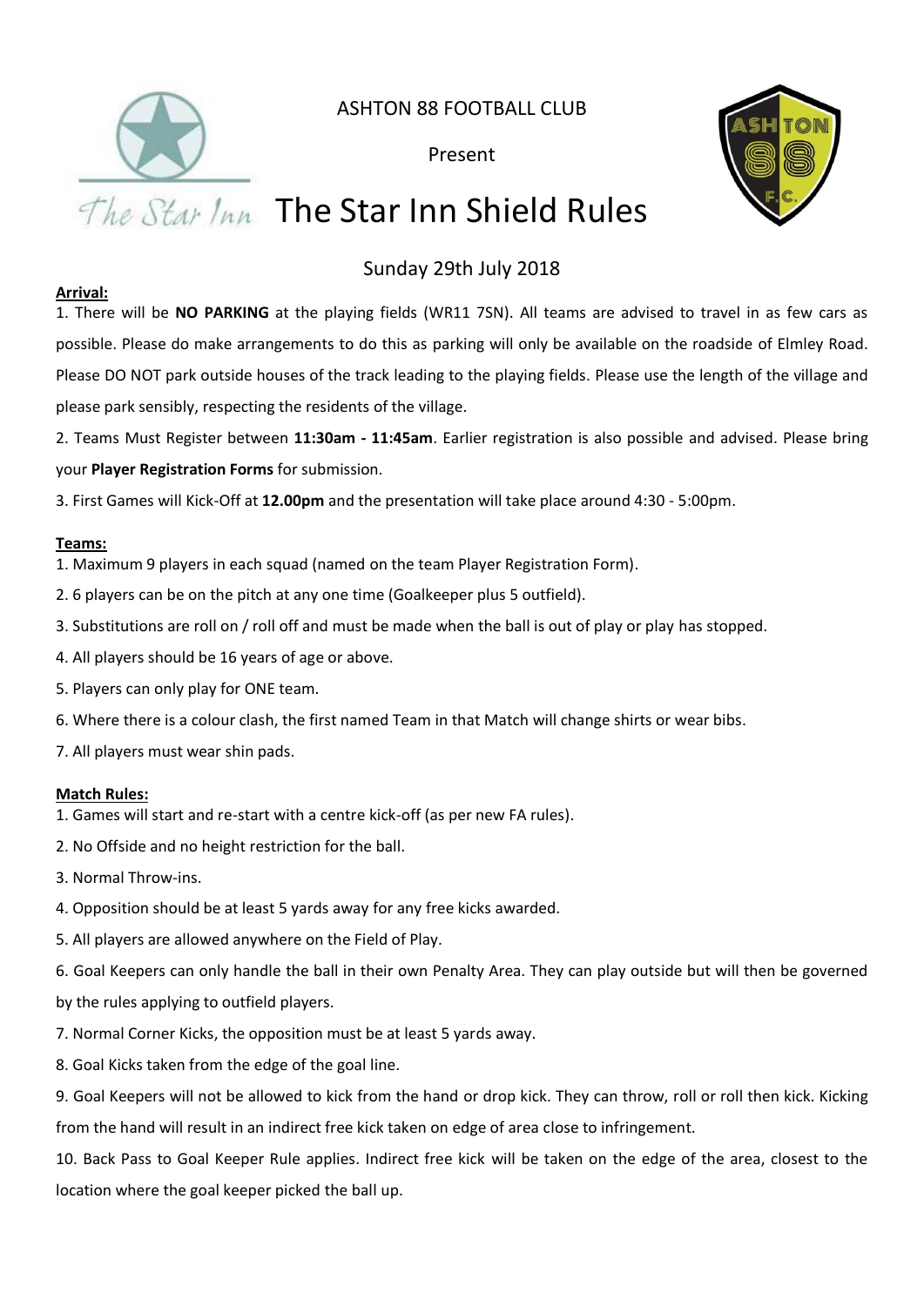ASHTON 88 FOOTBALL CLUB

Present

# The Star Inn Shield Rules

Sunday 29th July 2018

**Arrival:**

1. There will be **NO PARKING** at the playing fields (WR11 7SN). All teams are advised to travel in as few cars as possible. Please do make arrangements to do this as parking will only be available on the roadside of Elmley Road. Please DO NOT park outside houses of the track leading to the playing fields. Please use the length of the village and please park sensibly, respecting the residents of the village.
2. Teams Must Register between **11:30am - 11:45am**. Earlier registration is also possible and advised. Please bring your **Player Registration Forms** for submission.
3. First Games will Kick-Off at **12.00pm** and the presentation will take place around 4:30 - 5:00pm.

**Teams:**

1. Maximum 9 players in each squad (named on the team Player Registration Form).
2. 6 players can be on the pitch at any one time (Goalkeeper plus 5 outfield).
3. Substitutions are roll on / roll off and must be made when the ball is out of play or play has stopped.
4. All players should be 16 years of age or above.
5. Players can only play for ONE team.
6. Where there is a colour clash, the first named Team in that Match will change shirts or wear bibs.
7. All players must wear shin pads.

**Match Rules:**

1. Games will start and re-start with a centre kick-off (as per new FA rules).
2. No Offside and no height restriction for the ball.
3. Normal Throw-ins.
4. Opposition should be at least 5 yards away for any free kicks awarded.
5. All players are allowed anywhere on the Field of Play.
6. Goal Keepers can only handle the ball in their own Penalty Area. They can play outside but will then be governed by the rules applying to outfield players.
7. Normal Corner Kicks, the opposition must be at least 5 yards away.
8. Goal Kicks taken from the edge of the goal line.
9. Goal Keepers will not be allowed to kick from the hand or drop kick. They can throw, roll or roll then kick. Kicking from the hand will result in an indirect free kick taken on edge of area close to infringement.
10. Back Pass to Goal Keeper Rule applies. Indirect free kick will be taken on the edge of the area, closest to the location where the goal keeper picked the ball up.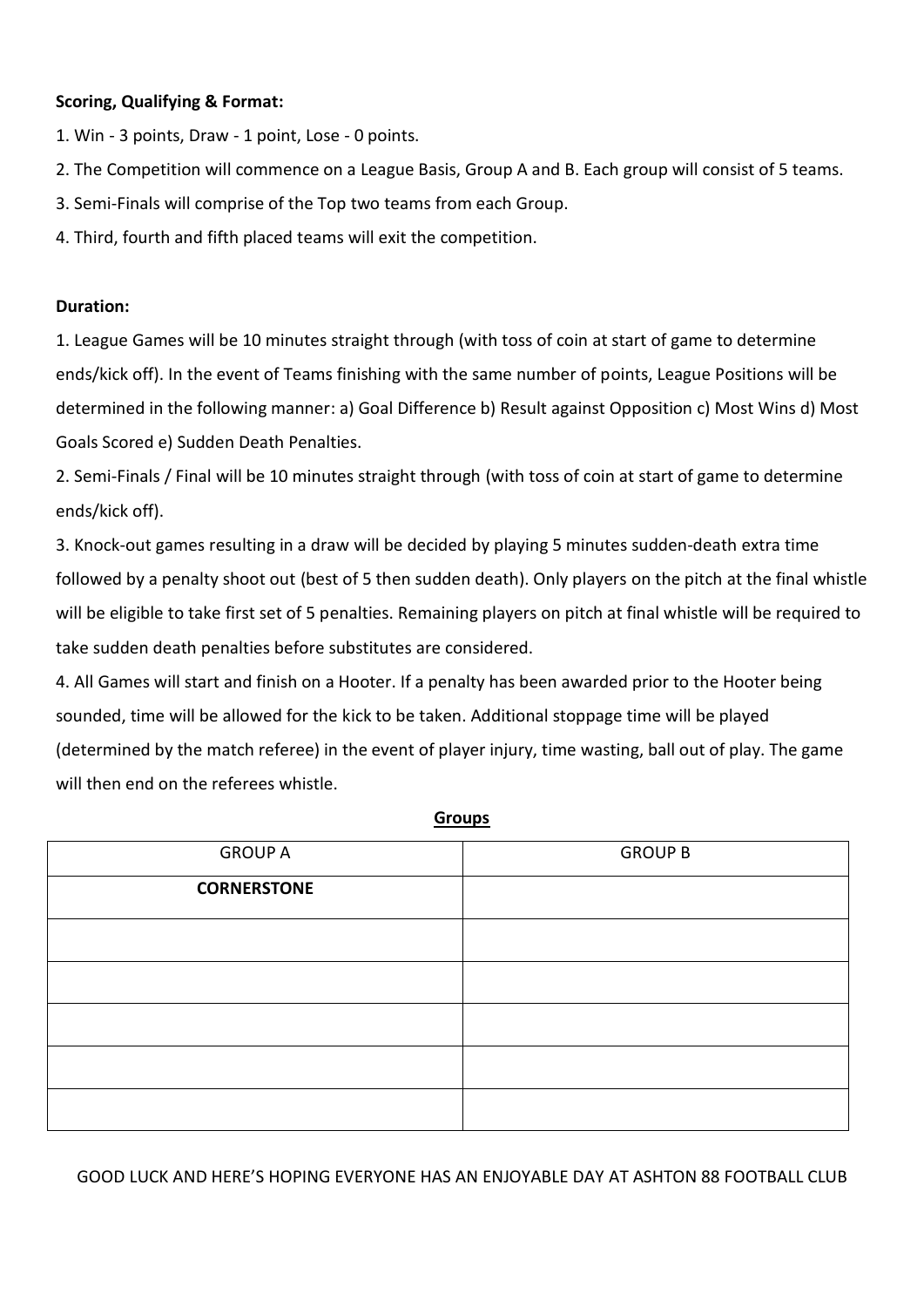**Scoring, Qualifying & Format:**

1. Win - 3 points, Draw - 1 point, Lose - 0 points.
2. The Competition will commence on a League Basis, Group A and B. Each group will consist of 5 teams.
3. Semi-Finals will comprise of the Top two teams from each Group.
4. Third, fourth and fifth placed teams will exit the competition.

**Duration:**

1. League Games will be 10 minutes straight through (with toss of coin at start of game to determine ends/kick off). In the event of Teams finishing with the same number of points, League Positions will be determined in the following manner: a) Goal Difference b) Result against Opposition c) Most Wins d) Most Goals Scored e) Sudden Death Penalties.
2. Semi-Finals / Final will be 10 minutes straight through (with toss of coin at start of game to determine ends/kick off).
3. Knock-out games resulting in a draw will be decided by playing 5 minutes sudden-death extra time followed by a penalty shoot out (best of 5 then sudden death). Only players on the pitch at the final whistle will be eligible to take first set of 5 penalties. Remaining players on pitch at final whistle will be required to take sudden death penalties before substitutes are considered.
4. All Games will start and finish on a Hooter. If a penalty has been awarded prior to the Hooter being sounded, time will be allowed for the kick to be taken. Additional stoppage time will be played (determined by the match referee) in the event of player injury, time wasting, ball out of play. The game will then end on the referees whistle.

**Groups**

| GROUP A | GROUP B |
| --- | --- |
| **CORNERSTONE** | |
| | |
| | |
| | |
| | |
| | |

GOOD LUCK AND HERE'S HOPING EVERYONE HAS AN ENJOYABLE DAY AT ASHTON 88 FOOTBALL CLUB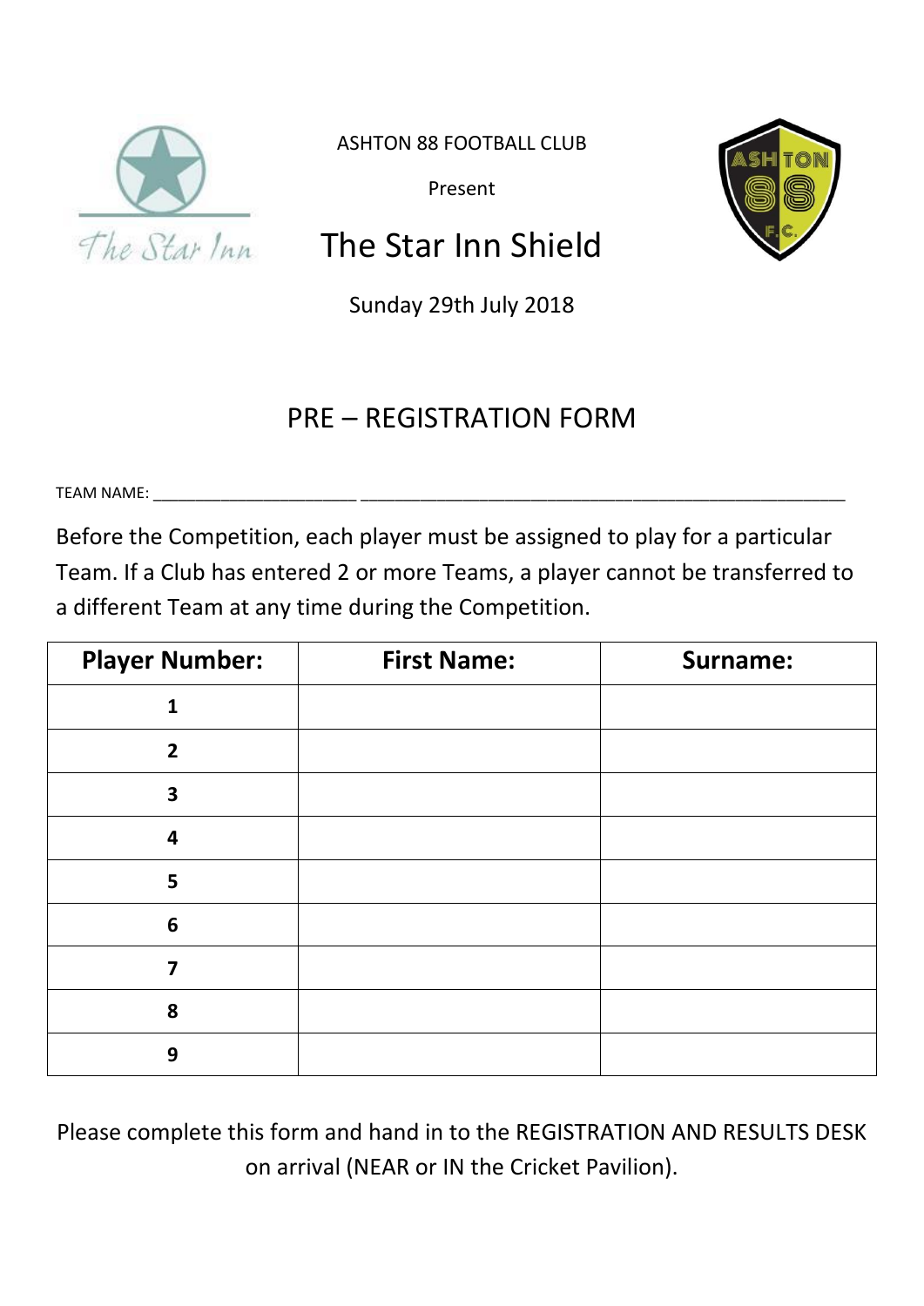ASHTON 88 FOOTBALL CLUB

Present

# The Star Inn Shield

Sunday 29th July 2018

## PRE – REGISTRATION FORM

TEAM NAME: ______________________ ____________________________________________________

Before the Competition, each player must be assigned to play for a particular Team. If a Club has entered 2 or more Teams, a player cannot be transferred to a different Team at any time during the Competition.

| Player Number: | First Name: | Surname: |
|---|---|---|
| **1** | | |
| **2** | | |
| **3** | | |
| **4** | | |
| **5** | | |
| **6** | | |
| **7** | | |
| **8** | | |
| **9** | | |

Please complete this form and hand in to the REGISTRATION AND RESULTS DESK on arrival (NEAR or IN the Cricket Pavilion).